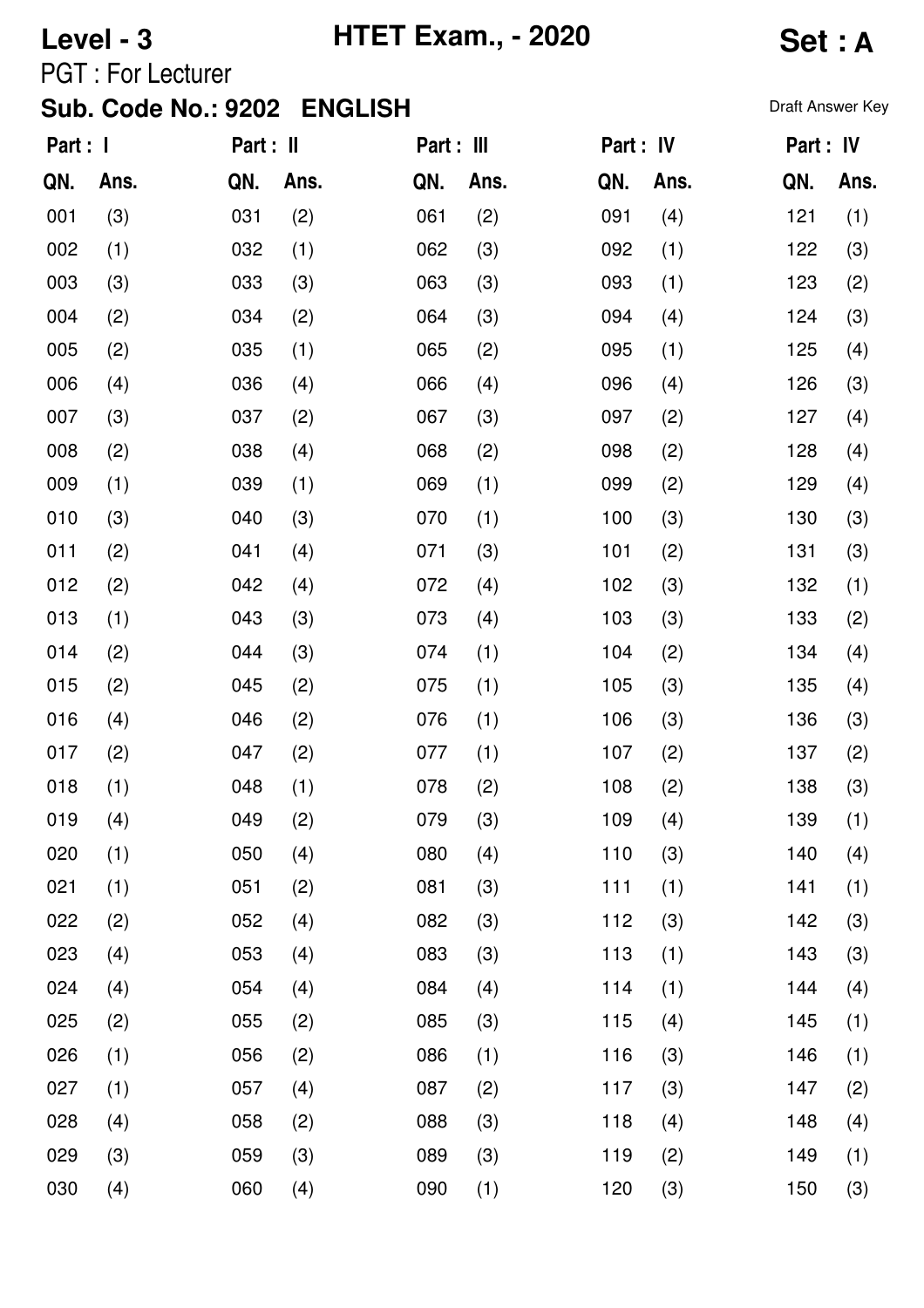**Level - 3** **HTET Exam., - 2020** **Set : A**

PGT : For Lecturer

**Sub. Code No.: 9202 ENGLISH**

Draft Answer Key

| Part : I | | Part : II | | Part : III | | Part : IV | | Part : IV | |
|---|---|---|---|---|---|---|---|---|---|
| QN. | Ans. | QN. | Ans. | QN. | Ans. | QN. | Ans. | QN. | Ans. |
| 001 | (3) | 031 | (2) | 061 | (2) | 091 | (4) | 121 | (1) |
| 002 | (1) | 032 | (1) | 062 | (3) | 092 | (1) | 122 | (3) |
| 003 | (3) | 033 | (3) | 063 | (3) | 093 | (1) | 123 | (2) |
| 004 | (2) | 034 | (2) | 064 | (3) | 094 | (4) | 124 | (3) |
| 005 | (2) | 035 | (1) | 065 | (2) | 095 | (1) | 125 | (4) |
| 006 | (4) | 036 | (4) | 066 | (4) | 096 | (4) | 126 | (3) |
| 007 | (3) | 037 | (2) | 067 | (3) | 097 | (2) | 127 | (4) |
| 008 | (2) | 038 | (4) | 068 | (2) | 098 | (2) | 128 | (4) |
| 009 | (1) | 039 | (1) | 069 | (1) | 099 | (2) | 129 | (4) |
| 010 | (3) | 040 | (3) | 070 | (1) | 100 | (3) | 130 | (3) |
| 011 | (2) | 041 | (4) | 071 | (3) | 101 | (2) | 131 | (3) |
| 012 | (2) | 042 | (4) | 072 | (4) | 102 | (3) | 132 | (1) |
| 013 | (1) | 043 | (3) | 073 | (4) | 103 | (3) | 133 | (2) |
| 014 | (2) | 044 | (3) | 074 | (1) | 104 | (2) | 134 | (4) |
| 015 | (2) | 045 | (2) | 075 | (1) | 105 | (3) | 135 | (4) |
| 016 | (4) | 046 | (2) | 076 | (1) | 106 | (3) | 136 | (3) |
| 017 | (2) | 047 | (2) | 077 | (1) | 107 | (2) | 137 | (2) |
| 018 | (1) | 048 | (1) | 078 | (2) | 108 | (2) | 138 | (3) |
| 019 | (4) | 049 | (2) | 079 | (3) | 109 | (4) | 139 | (1) |
| 020 | (1) | 050 | (4) | 080 | (4) | 110 | (3) | 140 | (4) |
| 021 | (1) | 051 | (2) | 081 | (3) | 111 | (1) | 141 | (1) |
| 022 | (2) | 052 | (4) | 082 | (3) | 112 | (3) | 142 | (3) |
| 023 | (4) | 053 | (4) | 083 | (3) | 113 | (1) | 143 | (3) |
| 024 | (4) | 054 | (4) | 084 | (4) | 114 | (1) | 144 | (4) |
| 025 | (2) | 055 | (2) | 085 | (3) | 115 | (4) | 145 | (1) |
| 026 | (1) | 056 | (2) | 086 | (1) | 116 | (3) | 146 | (1) |
| 027 | (1) | 057 | (4) | 087 | (2) | 117 | (3) | 147 | (2) |
| 028 | (4) | 058 | (2) | 088 | (3) | 118 | (4) | 148 | (4) |
| 029 | (3) | 059 | (3) | 089 | (3) | 119 | (2) | 149 | (1) |
| 030 | (4) | 060 | (4) | 090 | (1) | 120 | (3) | 150 | (3) |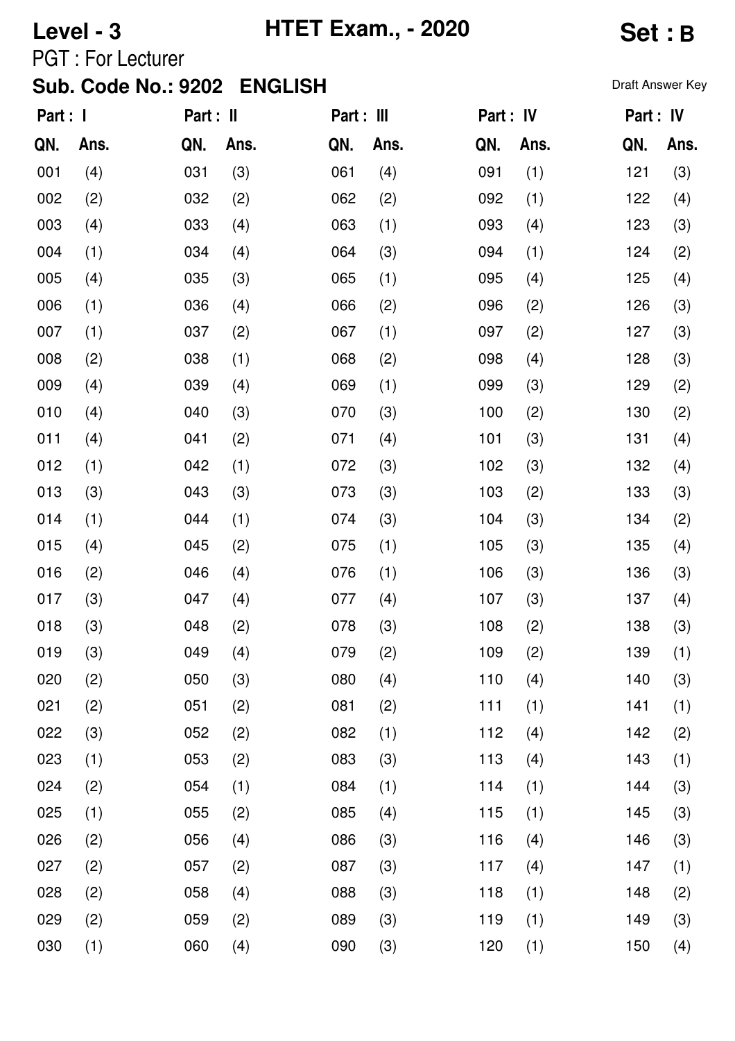**Level - 3** | **HTET Exam., - 2020** | **Set : B**

PGT : For Lecturer

**Sub. Code No.: 9202 ENGLISH**

Draft Answer Key

| Part : I | | Part : II | | Part : III | | Part : IV | | Part : IV | |
|---|---|---|---|---|---|---|---|---|---|
| QN. | Ans. | QN. | Ans. | QN. | Ans. | QN. | Ans. | QN. | Ans. |
| 001 | (4) | 031 | (3) | 061 | (4) | 091 | (1) | 121 | (3) |
| 002 | (2) | 032 | (2) | 062 | (2) | 092 | (1) | 122 | (4) |
| 003 | (4) | 033 | (4) | 063 | (1) | 093 | (4) | 123 | (3) |
| 004 | (1) | 034 | (4) | 064 | (3) | 094 | (1) | 124 | (2) |
| 005 | (4) | 035 | (3) | 065 | (1) | 095 | (4) | 125 | (4) |
| 006 | (1) | 036 | (4) | 066 | (2) | 096 | (2) | 126 | (3) |
| 007 | (1) | 037 | (2) | 067 | (1) | 097 | (2) | 127 | (3) |
| 008 | (2) | 038 | (1) | 068 | (2) | 098 | (4) | 128 | (3) |
| 009 | (4) | 039 | (4) | 069 | (1) | 099 | (3) | 129 | (2) |
| 010 | (4) | 040 | (3) | 070 | (3) | 100 | (2) | 130 | (2) |
| 011 | (4) | 041 | (2) | 071 | (4) | 101 | (3) | 131 | (4) |
| 012 | (1) | 042 | (1) | 072 | (3) | 102 | (3) | 132 | (4) |
| 013 | (3) | 043 | (3) | 073 | (3) | 103 | (2) | 133 | (3) |
| 014 | (1) | 044 | (1) | 074 | (3) | 104 | (3) | 134 | (2) |
| 015 | (4) | 045 | (2) | 075 | (1) | 105 | (3) | 135 | (4) |
| 016 | (2) | 046 | (4) | 076 | (1) | 106 | (3) | 136 | (3) |
| 017 | (3) | 047 | (4) | 077 | (4) | 107 | (3) | 137 | (4) |
| 018 | (3) | 048 | (2) | 078 | (3) | 108 | (2) | 138 | (3) |
| 019 | (3) | 049 | (4) | 079 | (2) | 109 | (2) | 139 | (1) |
| 020 | (2) | 050 | (3) | 080 | (4) | 110 | (4) | 140 | (3) |
| 021 | (2) | 051 | (2) | 081 | (2) | 111 | (1) | 141 | (1) |
| 022 | (3) | 052 | (2) | 082 | (1) | 112 | (4) | 142 | (2) |
| 023 | (1) | 053 | (2) | 083 | (3) | 113 | (4) | 143 | (1) |
| 024 | (2) | 054 | (1) | 084 | (1) | 114 | (1) | 144 | (3) |
| 025 | (1) | 055 | (2) | 085 | (4) | 115 | (1) | 145 | (3) |
| 026 | (2) | 056 | (4) | 086 | (3) | 116 | (4) | 146 | (3) |
| 027 | (2) | 057 | (2) | 087 | (3) | 117 | (4) | 147 | (1) |
| 028 | (2) | 058 | (4) | 088 | (3) | 118 | (1) | 148 | (2) |
| 029 | (2) | 059 | (2) | 089 | (3) | 119 | (1) | 149 | (3) |
| 030 | (1) | 060 | (4) | 090 | (3) | 120 | (1) | 150 | (4) |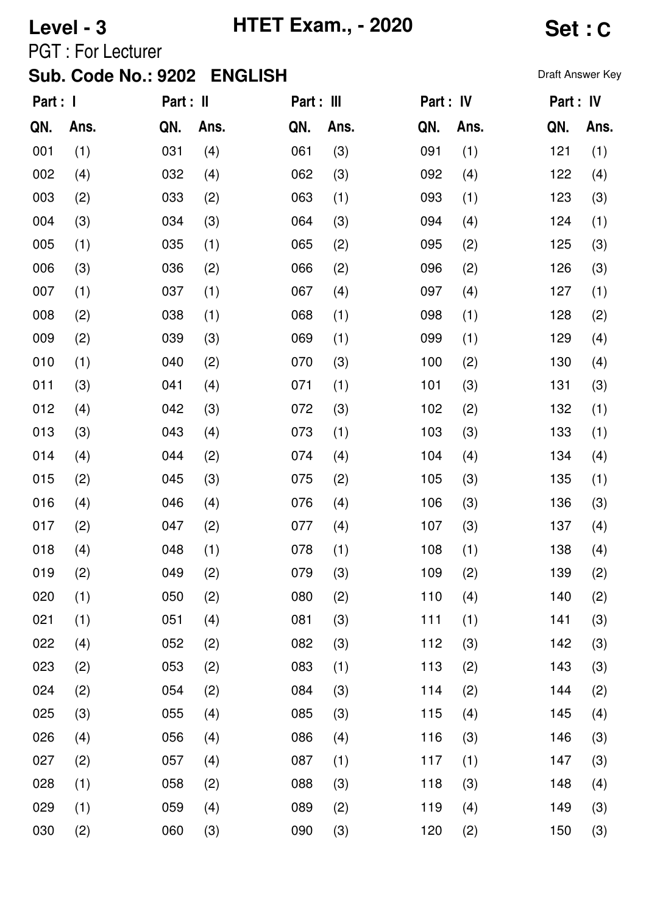**Level - 3** **HTET Exam., - 2020** **Set : C**

PGT : For Lecturer

**Sub. Code No.: 9202 ENGLISH**

Draft Answer Key

| Part : I | | Part : II | | Part : III | | Part : IV | | Part : IV | |
|---|---|---|---|---|---|---|---|---|---|
| QN. | Ans. | QN. | Ans. | QN. | Ans. | QN. | Ans. | QN. | Ans. |
| 001 | (1) | 031 | (4) | 061 | (3) | 091 | (1) | 121 | (1) |
| 002 | (4) | 032 | (4) | 062 | (3) | 092 | (4) | 122 | (4) |
| 003 | (2) | 033 | (2) | 063 | (1) | 093 | (1) | 123 | (3) |
| 004 | (3) | 034 | (3) | 064 | (3) | 094 | (4) | 124 | (1) |
| 005 | (1) | 035 | (1) | 065 | (2) | 095 | (2) | 125 | (3) |
| 006 | (3) | 036 | (2) | 066 | (2) | 096 | (2) | 126 | (3) |
| 007 | (1) | 037 | (1) | 067 | (4) | 097 | (4) | 127 | (1) |
| 008 | (2) | 038 | (1) | 068 | (1) | 098 | (1) | 128 | (2) |
| 009 | (2) | 039 | (3) | 069 | (1) | 099 | (1) | 129 | (4) |
| 010 | (1) | 040 | (2) | 070 | (3) | 100 | (2) | 130 | (4) |
| 011 | (3) | 041 | (4) | 071 | (1) | 101 | (3) | 131 | (3) |
| 012 | (4) | 042 | (3) | 072 | (3) | 102 | (2) | 132 | (1) |
| 013 | (3) | 043 | (4) | 073 | (1) | 103 | (3) | 133 | (1) |
| 014 | (4) | 044 | (2) | 074 | (4) | 104 | (4) | 134 | (4) |
| 015 | (2) | 045 | (3) | 075 | (2) | 105 | (3) | 135 | (1) |
| 016 | (4) | 046 | (4) | 076 | (4) | 106 | (3) | 136 | (3) |
| 017 | (2) | 047 | (2) | 077 | (4) | 107 | (3) | 137 | (4) |
| 018 | (4) | 048 | (1) | 078 | (1) | 108 | (1) | 138 | (4) |
| 019 | (2) | 049 | (2) | 079 | (3) | 109 | (2) | 139 | (2) |
| 020 | (1) | 050 | (2) | 080 | (2) | 110 | (4) | 140 | (2) |
| 021 | (1) | 051 | (4) | 081 | (3) | 111 | (1) | 141 | (3) |
| 022 | (4) | 052 | (2) | 082 | (3) | 112 | (3) | 142 | (3) |
| 023 | (2) | 053 | (2) | 083 | (1) | 113 | (2) | 143 | (3) |
| 024 | (2) | 054 | (2) | 084 | (3) | 114 | (2) | 144 | (2) |
| 025 | (3) | 055 | (4) | 085 | (3) | 115 | (4) | 145 | (4) |
| 026 | (4) | 056 | (4) | 086 | (4) | 116 | (3) | 146 | (3) |
| 027 | (2) | 057 | (4) | 087 | (1) | 117 | (1) | 147 | (3) |
| 028 | (1) | 058 | (2) | 088 | (3) | 118 | (3) | 148 | (4) |
| 029 | (1) | 059 | (4) | 089 | (2) | 119 | (4) | 149 | (3) |
| 030 | (2) | 060 | (3) | 090 | (3) | 120 | (2) | 150 | (3) |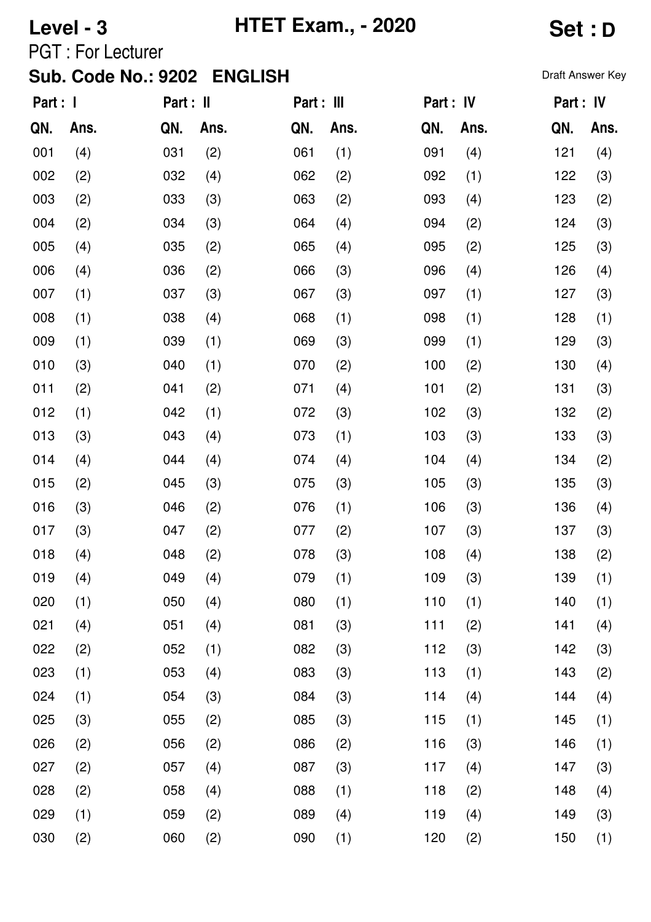# Level - 3 HTET Exam., - 2020 Set : D

PGT : For Lecturer

## Sub. Code No.: 9202 ENGLISH

Draft Answer Key

| Part : I | | Part : II | | Part : III | | Part : IV | | Part : IV | |
|---|---|---|---|---|---|---|---|---|---|
| QN. | Ans. | QN. | Ans. | QN. | Ans. | QN. | Ans. | QN. | Ans. |
| 001 | (4) | 031 | (2) | 061 | (1) | 091 | (4) | 121 | (4) |
| 002 | (2) | 032 | (4) | 062 | (2) | 092 | (1) | 122 | (3) |
| 003 | (2) | 033 | (3) | 063 | (2) | 093 | (4) | 123 | (2) |
| 004 | (2) | 034 | (3) | 064 | (4) | 094 | (2) | 124 | (3) |
| 005 | (4) | 035 | (2) | 065 | (4) | 095 | (2) | 125 | (3) |
| 006 | (4) | 036 | (2) | 066 | (3) | 096 | (4) | 126 | (4) |
| 007 | (1) | 037 | (3) | 067 | (3) | 097 | (1) | 127 | (3) |
| 008 | (1) | 038 | (4) | 068 | (1) | 098 | (1) | 128 | (1) |
| 009 | (1) | 039 | (1) | 069 | (3) | 099 | (1) | 129 | (3) |
| 010 | (3) | 040 | (1) | 070 | (2) | 100 | (2) | 130 | (4) |
| 011 | (2) | 041 | (2) | 071 | (4) | 101 | (2) | 131 | (3) |
| 012 | (1) | 042 | (1) | 072 | (3) | 102 | (3) | 132 | (2) |
| 013 | (3) | 043 | (4) | 073 | (1) | 103 | (3) | 133 | (3) |
| 014 | (4) | 044 | (4) | 074 | (4) | 104 | (4) | 134 | (2) |
| 015 | (2) | 045 | (3) | 075 | (3) | 105 | (3) | 135 | (3) |
| 016 | (3) | 046 | (2) | 076 | (1) | 106 | (3) | 136 | (4) |
| 017 | (3) | 047 | (2) | 077 | (2) | 107 | (3) | 137 | (3) |
| 018 | (4) | 048 | (2) | 078 | (3) | 108 | (4) | 138 | (2) |
| 019 | (4) | 049 | (4) | 079 | (1) | 109 | (3) | 139 | (1) |
| 020 | (1) | 050 | (4) | 080 | (1) | 110 | (1) | 140 | (1) |
| 021 | (4) | 051 | (4) | 081 | (3) | 111 | (2) | 141 | (4) |
| 022 | (2) | 052 | (1) | 082 | (3) | 112 | (3) | 142 | (3) |
| 023 | (1) | 053 | (4) | 083 | (3) | 113 | (1) | 143 | (2) |
| 024 | (1) | 054 | (3) | 084 | (3) | 114 | (4) | 144 | (4) |
| 025 | (3) | 055 | (2) | 085 | (3) | 115 | (1) | 145 | (1) |
| 026 | (2) | 056 | (2) | 086 | (2) | 116 | (3) | 146 | (1) |
| 027 | (2) | 057 | (4) | 087 | (3) | 117 | (4) | 147 | (3) |
| 028 | (2) | 058 | (4) | 088 | (1) | 118 | (2) | 148 | (4) |
| 029 | (1) | 059 | (2) | 089 | (4) | 119 | (4) | 149 | (3) |
| 030 | (2) | 060 | (2) | 090 | (1) | 120 | (2) | 150 | (1) |